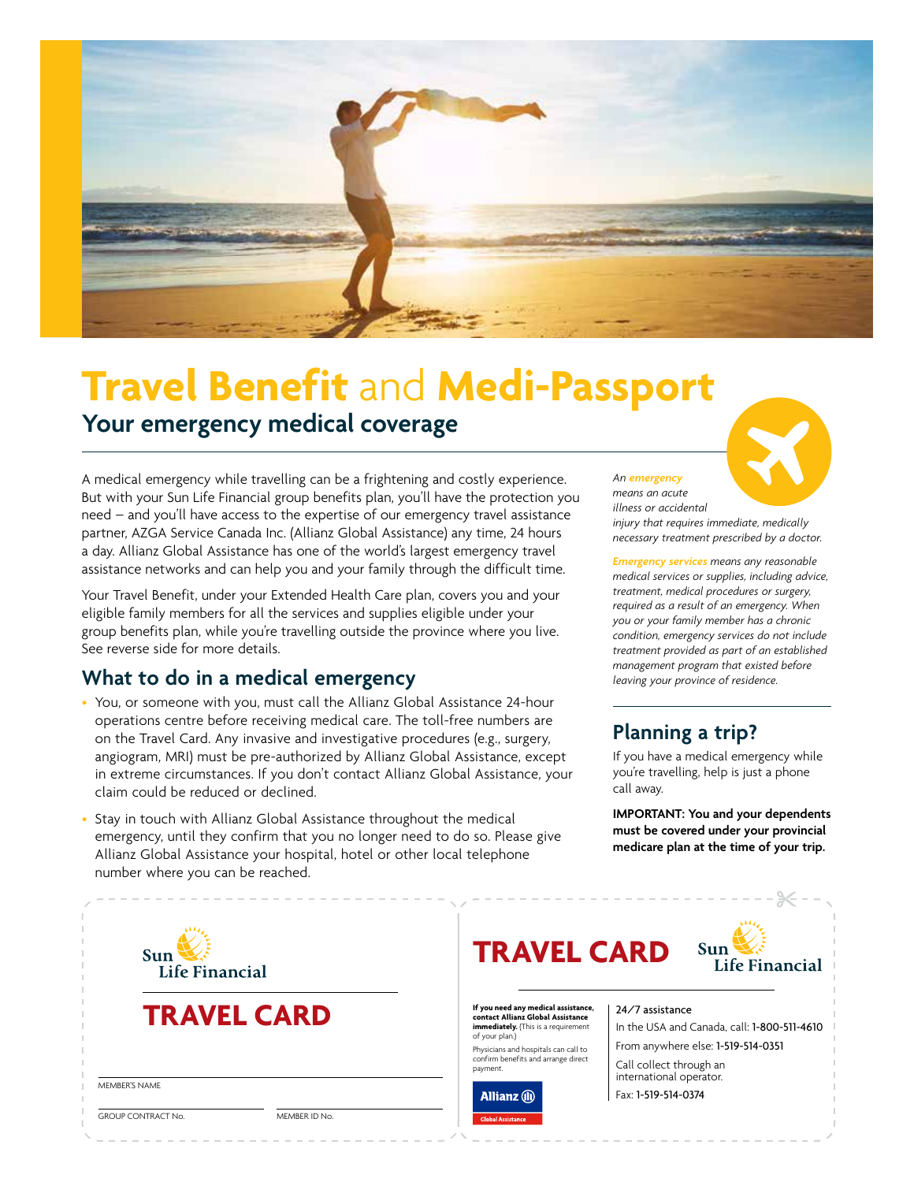# **Travel Benefit** and **Medi-Passport**

## Your emergency medical coverage

A medical emergency while travelling can be a frightening and costly experience. But with your Sun Life Financial group benefits plan, you'll have the protection you need – and you'll have access to the expertise of our emergency travel assistance partner, AZGA Service Canada Inc. (Allianz Global Assistance) any time, 24 hours a day. Allianz Global Assistance has one of the world's largest emergency travel assistance networks and can help you and your family through the difficult time.

Your Travel Benefit, under your Extended Health Care plan, covers you and your eligible family members for all the services and supplies eligible under your group benefits plan, while you're travelling outside the province where you live. See reverse side for more details.

### What to do in a medical emergency

- You, or someone with you, must call the Allianz Global Assistance 24-hour operations centre before receiving medical care. The toll-free numbers are on the Travel Card. Any invasive and investigative procedures (e.g., surgery, angiogram, MRI) must be pre-authorized by Allianz Global Assistance, except in extreme circumstances. If you don't contact Allianz Global Assistance, your claim could be reduced or declined.
- Stay in touch with Allianz Global Assistance throughout the medical emergency, until they confirm that you no longer need to do so. Please give Allianz Global Assistance your hospital, hotel or other local telephone number where you can be reached.

*An **emergency** means an acute illness or accidental injury that requires immediate, medically necessary treatment prescribed by a doctor.*

***Emergency services** means any reasonable medical services or supplies, including advice, treatment, medical procedures or surgery, required as a result of an emergency. When you or your family member has a chronic condition, emergency services do not include treatment provided as part of an established management program that existed before leaving your province of residence.*

### Planning a trip?

If you have a medical emergency while you're travelling, help is just a phone call away.

**IMPORTANT: You and your dependents must be covered under your provincial medicare plan at the time of your trip.**

---

Sun Life Financial

**TRAVEL CARD**

MEMBER'S NAME

GROUP CONTRACT No. MEMBER ID No.

---

**TRAVEL CARD**

Sun Life Financial

**If you need any medical assistance, contact Allianz Global Assistance immediately.** (This is a requirement of your plan.)

Physicians and hospitals can call to confirm benefits and arrange direct payment.

Allianz Global Assistance

24/7 assistance

In the USA and Canada, call: 1-800-511-4610

From anywhere else: 1-519-514-0351

Call collect through an international operator.

Fax: 1-519-514-0374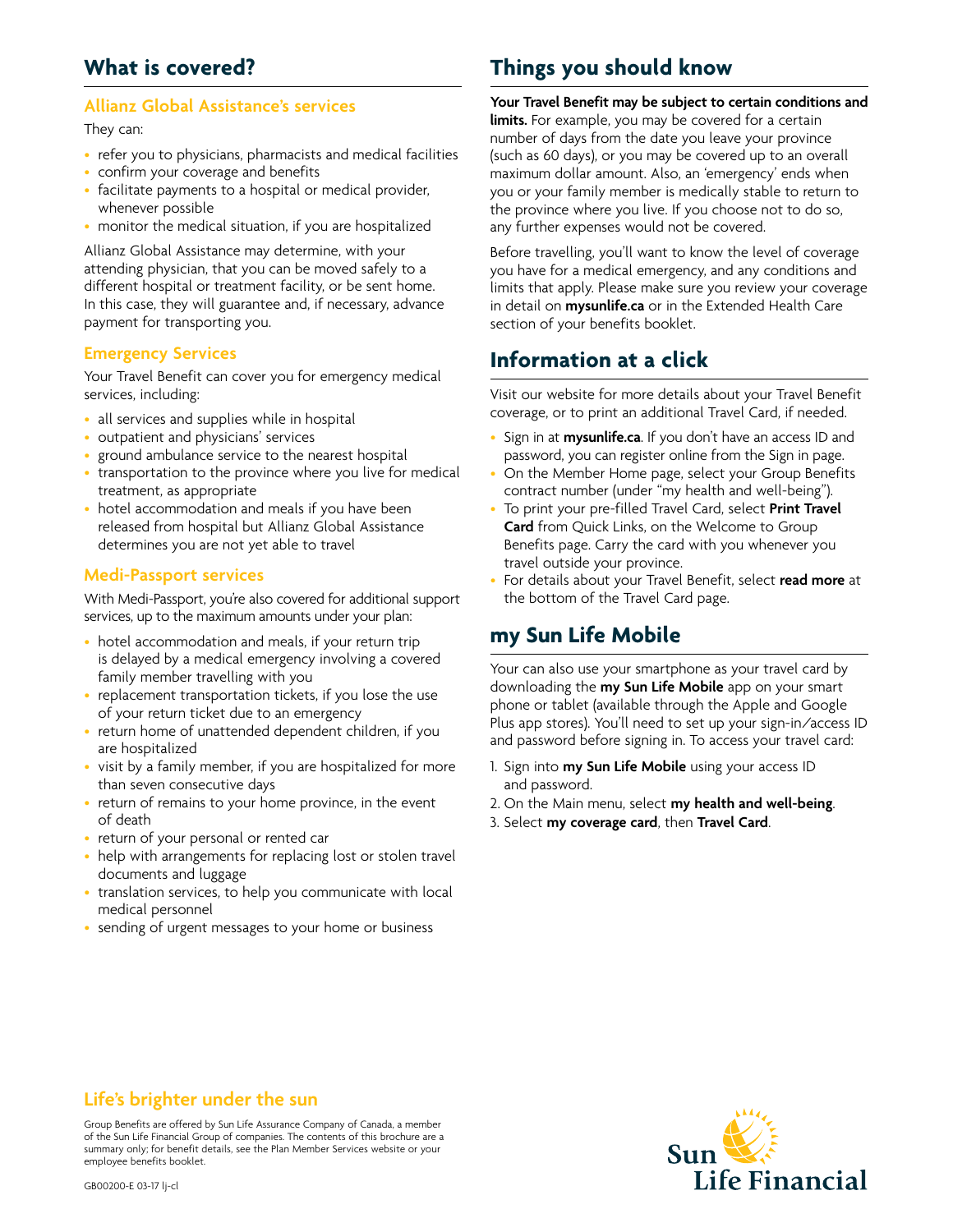## What is covered?

### Allianz Global Assistance's services

They can:

- refer you to physicians, pharmacists and medical facilities
- confirm your coverage and benefits
- facilitate payments to a hospital or medical provider, whenever possible
- monitor the medical situation, if you are hospitalized

Allianz Global Assistance may determine, with your attending physician, that you can be moved safely to a different hospital or treatment facility, or be sent home. In this case, they will guarantee and, if necessary, advance payment for transporting you.

### Emergency Services

Your Travel Benefit can cover you for emergency medical services, including:

- all services and supplies while in hospital
- outpatient and physicians' services
- ground ambulance service to the nearest hospital
- transportation to the province where you live for medical treatment, as appropriate
- hotel accommodation and meals if you have been released from hospital but Allianz Global Assistance determines you are not yet able to travel

### Medi-Passport services

With Medi-Passport, you're also covered for additional support services, up to the maximum amounts under your plan:

- hotel accommodation and meals, if your return trip is delayed by a medical emergency involving a covered family member travelling with you
- replacement transportation tickets, if you lose the use of your return ticket due to an emergency
- return home of unattended dependent children, if you are hospitalized
- visit by a family member, if you are hospitalized for more than seven consecutive days
- return of remains to your home province, in the event of death
- return of your personal or rented car
- help with arrangements for replacing lost or stolen travel documents and luggage
- translation services, to help you communicate with local medical personnel
- sending of urgent messages to your home or business

## Things you should know

**Your Travel Benefit may be subject to certain conditions and limits.** For example, you may be covered for a certain number of days from the date you leave your province (such as 60 days), or you may be covered up to an overall maximum dollar amount. Also, an 'emergency' ends when you or your family member is medically stable to return to the province where you live. If you choose not to do so, any further expenses would not be covered.

Before travelling, you'll want to know the level of coverage you have for a medical emergency, and any conditions and limits that apply. Please make sure you review your coverage in detail on **mysunlife.ca** or in the Extended Health Care section of your benefits booklet.

## Information at a click

Visit our website for more details about your Travel Benefit coverage, or to print an additional Travel Card, if needed.

- Sign in at **mysunlife.ca**. If you don't have an access ID and password, you can register online from the Sign in page.
- On the Member Home page, select your Group Benefits contract number (under "my health and well-being").
- To print your pre-filled Travel Card, select **Print Travel Card** from Quick Links, on the Welcome to Group Benefits page. Carry the card with you whenever you travel outside your province.
- For details about your Travel Benefit, select **read more** at the bottom of the Travel Card page.

## my Sun Life Mobile

Your can also use your smartphone as your travel card by downloading the **my Sun Life Mobile** app on your smart phone or tablet (available through the Apple and Google Plus app stores). You'll need to set up your sign-in/access ID and password before signing in. To access your travel card:

1. Sign into **my Sun Life Mobile** using your access ID and password.
2. On the Main menu, select **my health and well-being**.
3. Select **my coverage card**, then **Travel Card**.

### Life's brighter under the sun

Group Benefits are offered by Sun Life Assurance Company of Canada, a member of the Sun Life Financial Group of companies. The contents of this brochure are a summary only; for benefit details, see the Plan Member Services website or your employee benefits booklet.

GB00200-E 03-17 lj-cl

Sun Life Financial